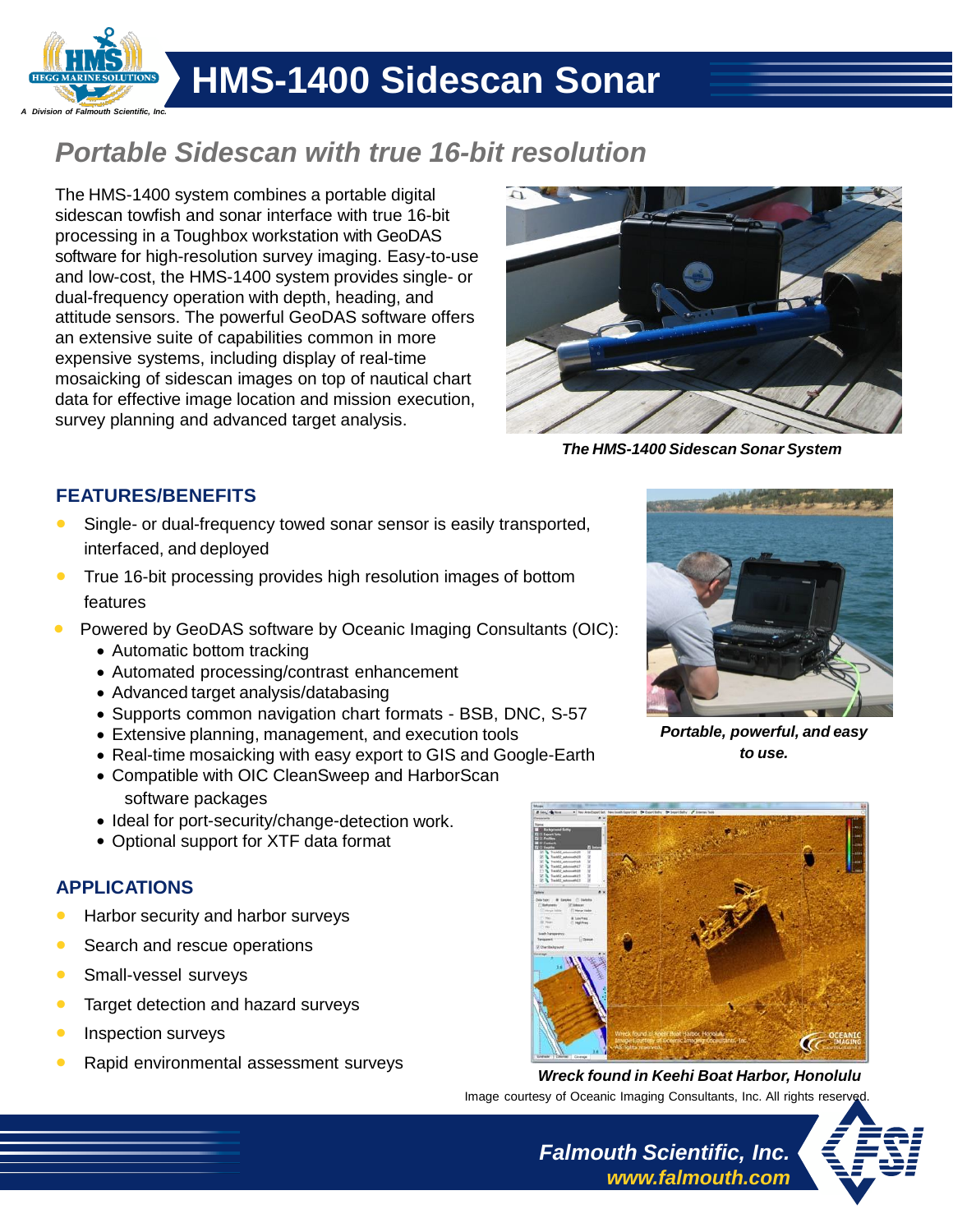HEGG MARINE SOLUTIONS

*A Division of Falmouth Scientific, Inc.*

# HMS-1400 Sidescan Sonar

## *Portable Sidescan with true 16-bit resolution*

The HMS-1400 system combines a portable digital sidescan towfish and sonar interface with true 16-bit processing in a Toughbox workstation with GeoDAS software for high-resolution survey imaging. Easy-to-use and low-cost, the HMS-1400 system provides single- or dual-frequency operation with depth, heading, and attitude sensors. The powerful GeoDAS software offers an extensive suite of capabilities common in more expensive systems, including display of real-time mosaicking of sidescan images on top of nautical chart data for effective image location and mission execution, survey planning and advanced target analysis.

***The HMS-1400 Sidescan Sonar System***

### FEATURES/BENEFITS

- Single- or dual-frequency towed sonar sensor is easily transported, interfaced, and deployed
- True 16-bit processing provides high resolution images of bottom features
- Powered by GeoDAS software by Oceanic Imaging Consultants (OIC):
  - Automatic bottom tracking
  - Automated processing/contrast enhancement
  - Advanced target analysis/databasing
  - Supports common navigation chart formats - BSB, DNC, S-57
  - Extensive planning, management, and execution tools
  - Real-time mosaicking with easy export to GIS and Google-Earth
  - Compatible with OIC CleanSweep and HarborScan software packages
  - Ideal for port-security/change-detection work.
  - Optional support for XTF data format

***Portable, powerful, and easy to use.***

### APPLICATIONS

- Harbor security and harbor surveys
- Search and rescue operations
- Small-vessel surveys
- Target detection and hazard surveys
- Inspection surveys
- Rapid environmental assessment surveys

***Wreck found in Keehi Boat Harbor, Honolulu***

Image courtesy of Oceanic Imaging Consultants, Inc. All rights reserved.

***Falmouth Scientific, Inc.***
***www.falmouth.com***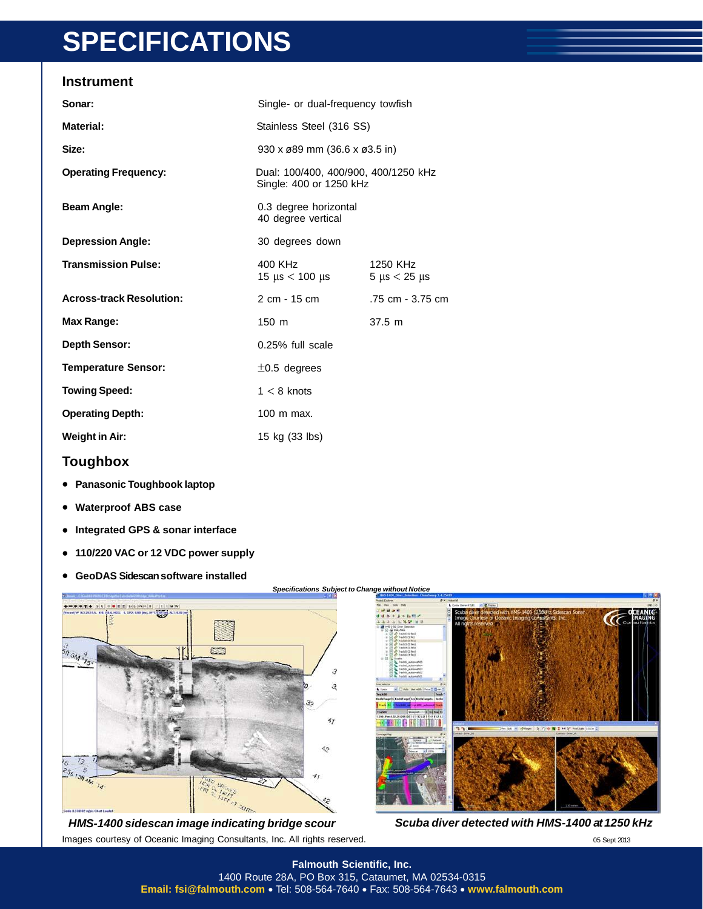# SPECIFICATIONS

## Instrument

| | | |
|---|---|---|
| **Sonar:** | Single- or dual-frequency towfish | |
| **Material:** | Stainless Steel (316 SS) | |
| **Size:** | 930 x ø89 mm (36.6 x ø3.5 in) | |
| **Operating Frequency:** | Dual: 100/400, 400/900, 400/1250 kHz<br>Single: 400 or 1250 kHz | |
| **Beam Angle:** | 0.3 degree horizontal<br>40 degree vertical | |
| **Depression Angle:** | 30 degrees down | |
| **Transmission Pulse:** | 400 KHz<br>15 µs < 100 µs | 1250 KHz<br>5 µs < 25 µs |
| **Across-track Resolution:** | 2 cm - 15 cm | .75 cm - 3.75 cm |
| **Max Range:** | 150 m | 37.5 m |
| **Depth Sensor:** | 0.25% full scale | |
| **Temperature Sensor:** | ±0.5 degrees | |
| **Towing Speed:** | 1 < 8 knots | |
| **Operating Depth:** | 100 m max. | |
| **Weight in Air:** | 15 kg (33 lbs) | |

## Toughbox

- **Panasonic Toughbook laptop**
- **Waterproof ABS case**
- **Integrated GPS & sonar interface**
- **110/220 VAC or 12 VDC power supply**
- **GeoDAS Sidescan software installed**

***Specifications Subject to Change without Notice***

***HMS-1400 sidescan image indicating bridge scour***

***Scuba diver detected with HMS-1400 at 1250 kHz***

Images courtesy of Oceanic Imaging Consultants, Inc. All rights reserved.

05 Sept 2013

**Falmouth Scientific, Inc.**
1400 Route 28A, PO Box 315, Cataumet, MA 02534-0315
**Email: fsi@falmouth.com** • Tel: 508-564-7640 • Fax: 508-564-7643 • **www.falmouth.com**